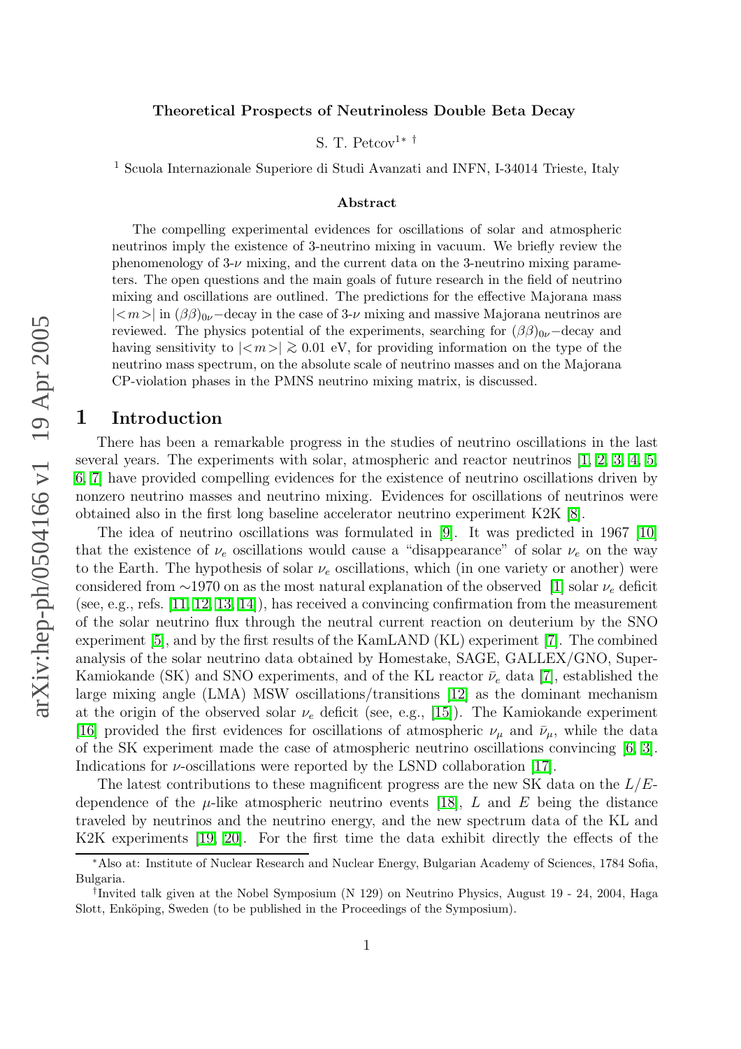# Theoretical Prospects of Neutrinoless Double Beta Decay

S. T. Petcov[1*†]

[1] Scuola Internazionale Superiore di Studi Avanzati and INFN, I-34014 Trieste, Italy

### Abstract

The compelling experimental evidences for oscillations of solar and atmospheric neutrinos imply the existence of 3-neutrino mixing in vacuum. We briefly review the phenomenology of 3-$\nu$ mixing, and the current data on the 3-neutrino mixing parameters. The open questions and the main goals of future research in the field of neutrino mixing and oscillations are outlined. The predictions for the effective Majorana mass $|<m>|$ in $(\beta\beta)_{0\nu}-$decay in the case of 3-$\nu$ mixing and massive Majorana neutrinos are reviewed. The physics potential of the experiments, searching for $(\beta\beta)_{0\nu}-$decay and having sensitivity to $|<m>| \gtrsim 0.01$ eV, for providing information on the type of the neutrino mass spectrum, on the absolute scale of neutrino masses and on the Majorana CP-violation phases in the PMNS neutrino mixing matrix, is discussed.

## 1 Introduction

There has been a remarkable progress in the studies of neutrino oscillations in the last several years. The experiments with solar, atmospheric and reactor neutrinos [1, 2, 3, 4, 5, 6, 7] have provided compelling evidences for the existence of neutrino oscillations driven by nonzero neutrino masses and neutrino mixing. Evidences for oscillations of neutrinos were obtained also in the first long baseline accelerator neutrino experiment K2K [8].

The idea of neutrino oscillations was formulated in [9]. It was predicted in 1967 [10] that the existence of $\nu_e$ oscillations would cause a "disappearance" of solar $\nu_e$ on the way to the Earth. The hypothesis of solar $\nu_e$ oscillations, which (in one variety or another) were considered from ~1970 on as the most natural explanation of the observed [1] solar $\nu_e$ deficit (see, e.g., refs. [11, 12, 13, 14]), has received a convincing confirmation from the measurement of the solar neutrino flux through the neutral current reaction on deuterium by the SNO experiment [5], and by the first results of the KamLAND (KL) experiment [7]. The combined analysis of the solar neutrino data obtained by Homestake, SAGE, GALLEX/GNO, Super-Kamiokande (SK) and SNO experiments, and of the KL reactor $\bar{\nu}_e$ data [7], established the large mixing angle (LMA) MSW oscillations/transitions [12] as the dominant mechanism at the origin of the observed solar $\nu_e$ deficit (see, e.g., [15]). The Kamiokande experiment [16] provided the first evidences for oscillations of atmospheric $\nu_\mu$ and $\bar{\nu}_\mu$, while the data of the SK experiment made the case of atmospheric neutrino oscillations convincing [6, 3]. Indications for $\nu$-oscillations were reported by the LSND collaboration [17].

The latest contributions to these magnificent progress are the new SK data on the $L/E$-dependence of the $\mu$-like atmospheric neutrino events [18], $L$ and $E$ being the distance traveled by neutrinos and the neutrino energy, and the new spectrum data of the KL and K2K experiments [19, 20]. For the first time the data exhibit directly the effects of the

---

*Also at: Institute of Nuclear Research and Nuclear Energy, Bulgarian Academy of Sciences, 1784 Sofia, Bulgaria.

†Invited talk given at the Nobel Symposium (N 129) on Neutrino Physics, August 19 - 24, 2004, Haga Slott, Enköping, Sweden (to be published in the Proceedings of the Symposium).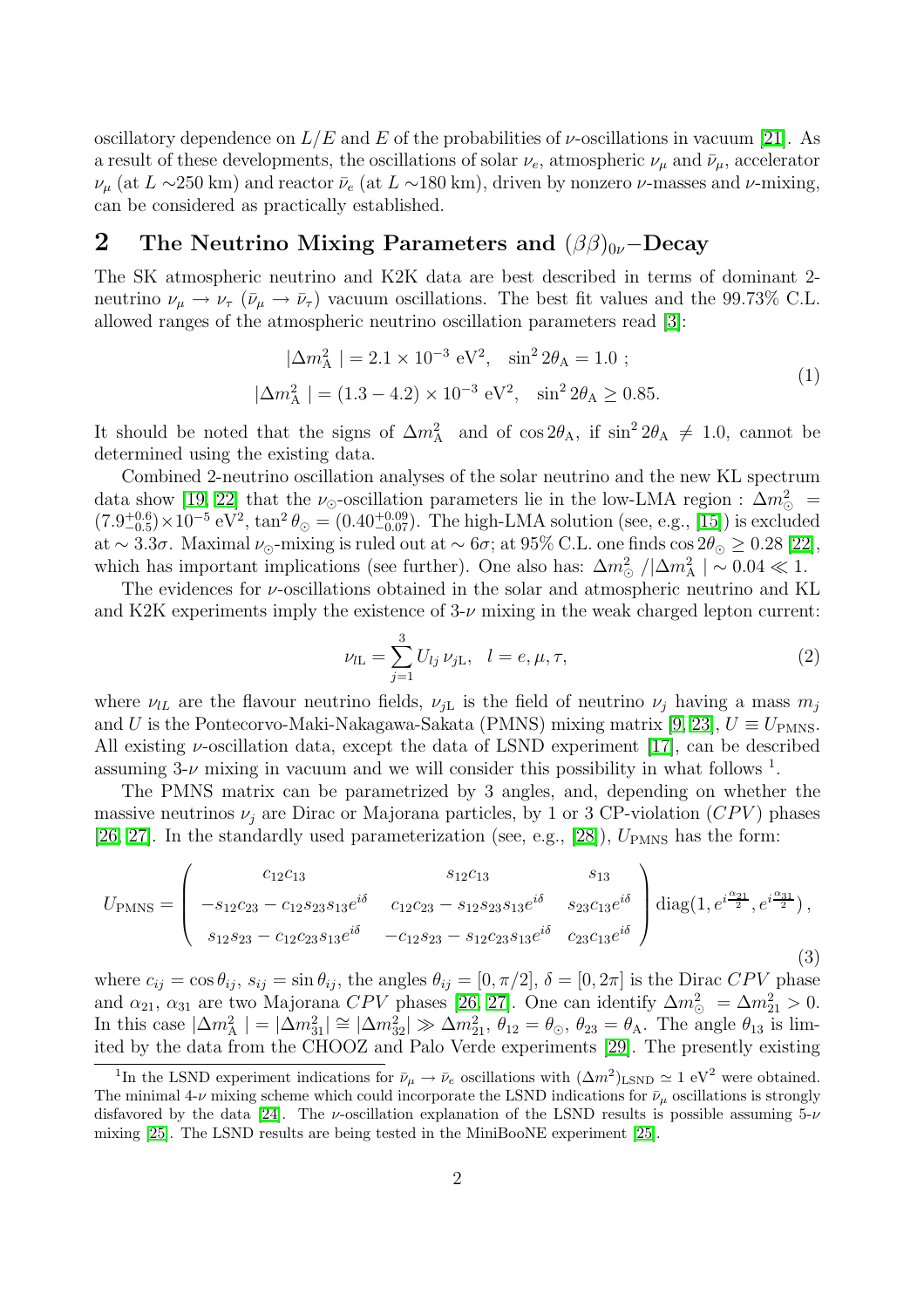oscillatory dependence on $L/E$ and $E$ of the probabilities of $\nu$-oscillations in vacuum [21]. As a result of these developments, the oscillations of solar $\nu_e$, atmospheric $\nu_\mu$ and $\bar{\nu}_\mu$, accelerator $\nu_\mu$ (at $L \sim$250 km) and reactor $\bar{\nu}_e$ (at $L \sim$180 km), driven by nonzero $\nu$-masses and $\nu$-mixing, can be considered as practically established.

## 2 The Neutrino Mixing Parameters and $(\beta\beta)_{0\nu}$−Decay

The SK atmospheric neutrino and K2K data are best described in terms of dominant 2-neutrino $\nu_\mu \rightarrow \nu_\tau$ ($\bar{\nu}_\mu \rightarrow \bar{\nu}_\tau$) vacuum oscillations. The best fit values and the 99.73% C.L. allowed ranges of the atmospheric neutrino oscillation parameters read [3]:

$$
\begin{aligned}
|\Delta m^2_{\rm A}\,| &= 2.1 \times 10^{-3}~{\rm eV}^2, \quad \sin^2 2\theta_{\rm A} = 1.0~; \\
|\Delta m^2_{\rm A}\,| &= (1.3 - 4.2) \times 10^{-3}~{\rm eV}^2, \quad \sin^2 2\theta_{\rm A} \geq 0.85.
\end{aligned}
\tag{1}
$$

It should be noted that the signs of $\Delta m^2_{\rm A}$ and of $\cos 2\theta_{\rm A}$, if $\sin^2 2\theta_{\rm A} \neq 1.0$, cannot be determined using the existing data.

Combined 2-neutrino oscillation analyses of the solar neutrino and the new KL spectrum data show [19, 22] that the $\nu_\odot$-oscillation parameters lie in the low-LMA region : $\Delta m^2_\odot = (7.9^{+0.6}_{-0.5})\times 10^{-5}~{\rm eV}^2$, $\tan^2\theta_\odot = (0.40^{+0.09}_{-0.07})$. The high-LMA solution (see, e.g., [15]) is excluded at $\sim 3.3\sigma$. Maximal $\nu_\odot$-mixing is ruled out at $\sim 6\sigma$; at 95% C.L. one finds $\cos 2\theta_\odot \geq 0.28$ [22], which has important implications (see further). One also has: $\Delta m^2_\odot\,/|\Delta m^2_{\rm A}\,| \sim 0.04 \ll 1$.

The evidences for $\nu$-oscillations obtained in the solar and atmospheric neutrino and KL and K2K experiments imply the existence of 3-$\nu$ mixing in the weak charged lepton current:

$$
\nu_{l{\rm L}} = \sum_{j=1}^{3} U_{lj}\, \nu_{j{\rm L}}, \quad l = e, \mu, \tau,
\tag{2}
$$

where $\nu_{lL}$ are the flavour neutrino fields, $\nu_{j{\rm L}}$ is the field of neutrino $\nu_j$ having a mass $m_j$ and $U$ is the Pontecorvo-Maki-Nakagawa-Sakata (PMNS) mixing matrix [9, 23], $U \equiv U_{\rm PMNS}$. All existing $\nu$-oscillation data, except the data of LSND experiment [17], can be described assuming 3-$\nu$ mixing in vacuum and we will consider this possibility in what follows [1].

The PMNS matrix can be parametrized by 3 angles, and, depending on whether the massive neutrinos $\nu_j$ are Dirac or Majorana particles, by 1 or 3 CP-violation ($CPV$) phases [26, 27]. In the standardly used parameterization (see, e.g., [28]), $U_{\rm PMNS}$ has the form:

$$
U_{\rm PMNS} = \begin{pmatrix} c_{12}c_{13} & s_{12}c_{13} & s_{13} \\ -s_{12}c_{23} - c_{12}s_{23}s_{13}e^{i\delta} & c_{12}c_{23} - s_{12}s_{23}s_{13}e^{i\delta} & s_{23}c_{13}e^{i\delta} \\ s_{12}s_{23} - c_{12}c_{23}s_{13}e^{i\delta} & -c_{12}s_{23} - s_{12}c_{23}s_{13}e^{i\delta} & c_{23}c_{13}e^{i\delta} \end{pmatrix} {\rm diag}(1, e^{i\frac{\alpha_{21}}{2}}, e^{i\frac{\alpha_{31}}{2}})\,,
\tag{3}
$$

where $c_{ij} = \cos\theta_{ij}$, $s_{ij} = \sin\theta_{ij}$, the angles $\theta_{ij} = [0, \pi/2]$, $\delta = [0, 2\pi]$ is the Dirac $CPV$ phase and $\alpha_{21}$, $\alpha_{31}$ are two Majorana $CPV$ phases [26, 27]. One can identify $\Delta m^2_\odot = \Delta m^2_{21} > 0$. In this case $|\Delta m^2_{\rm A}\,| = |\Delta m^2_{31}| \cong |\Delta m^2_{32}| \gg \Delta m^2_{21}$, $\theta_{12} = \theta_\odot$, $\theta_{23} = \theta_{\rm A}$. The angle $\theta_{13}$ is limited by the data from the CHOOZ and Palo Verde experiments [29]. The presently existing

[1] In the LSND experiment indications for $\bar{\nu}_\mu \rightarrow \bar{\nu}_e$ oscillations with $(\Delta m^2)_{\rm LSND} \simeq 1~{\rm eV}^2$ were obtained. The minimal 4-$\nu$ mixing scheme which could incorporate the LSND indications for $\bar{\nu}_\mu$ oscillations is strongly disfavored by the data [24]. The $\nu$-oscillation explanation of the LSND results is possible assuming 5-$\nu$ mixing [25]. The LSND results are being tested in the MiniBooNE experiment [25].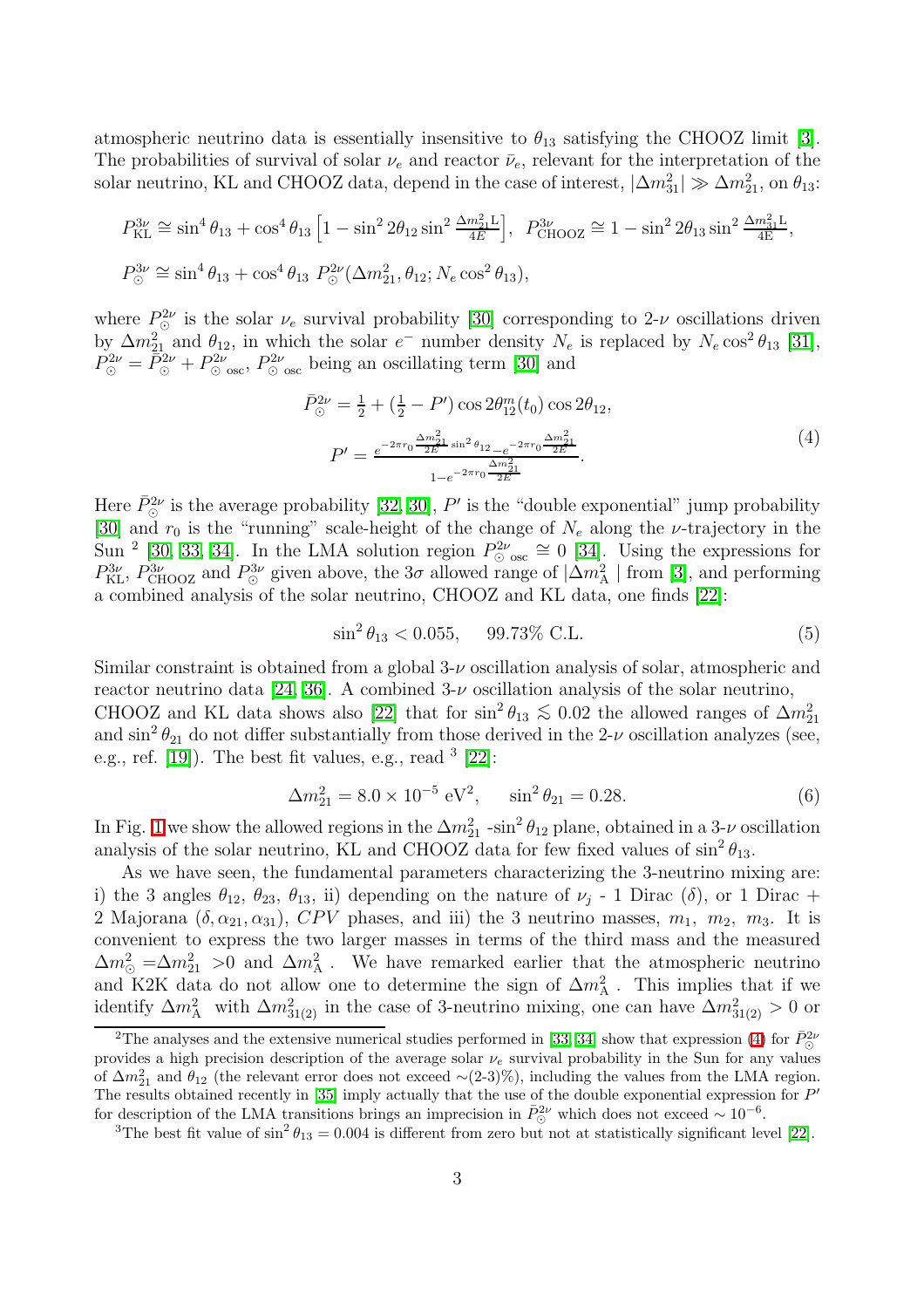atmospheric neutrino data is essentially insensitive to $\theta_{13}$ satisfying the CHOOZ limit [3]. The probabilities of survival of solar $\nu_e$ and reactor $\bar{\nu}_e$, relevant for the interpretation of the solar neutrino, KL and CHOOZ data, depend in the case of interest, $|\Delta m^2_{31}| \gg \Delta m^2_{21}$, on $\theta_{13}$:

$$P^{3\nu}_{\rm KL} \cong \sin^4\theta_{13} + \cos^4\theta_{13}\left[1 - \sin^2 2\theta_{12}\sin^2\frac{\Delta m^2_{21}{\rm L}}{4E}\right],\;\; P^{3\nu}_{\rm CHOOZ} \cong 1 - \sin^2 2\theta_{13}\sin^2\frac{\Delta m^2_{31}{\rm L}}{4{\rm E}},$$

$$P^{3\nu}_{\odot} \cong \sin^4\theta_{13} + \cos^4\theta_{13}\; P^{2\nu}_{\odot}(\Delta m^2_{21}, \theta_{12}; N_e\cos^2\theta_{13}),$$

where $P^{2\nu}_{\odot}$ is the solar $\nu_e$ survival probability [30] corresponding to 2-$\nu$ oscillations driven by $\Delta m^2_{21}$ and $\theta_{12}$, in which the solar $e^-$ number density $N_e$ is replaced by $N_e\cos^2\theta_{13}$ [31], $P^{2\nu}_{\odot} = \bar{P}^{2\nu}_{\odot} + P^{2\nu}_{\odot\,\rm osc}$, $P^{2\nu}_{\odot\,\rm osc}$ being an oscillating term [30] and

$$\begin{aligned} \bar{P}^{2\nu}_{\odot} &= \frac{1}{2} + \left(\frac{1}{2} - P'\right)\cos 2\theta^m_{12}(t_0)\cos 2\theta_{12}, \\ P' &= \frac{e^{-2\pi r_0 \frac{\Delta m^2_{21}}{2E}\sin^2\theta_{12}} - e^{-2\pi r_0\frac{\Delta m^2_{21}}{2E}}}{1 - e^{-2\pi r_0\frac{\Delta m^2_{21}}{2E}}}. \end{aligned} \tag{4}$$

Here $\bar{P}^{2\nu}_{\odot}$ is the average probability [32, 30], $P'$ is the "double exponential" jump probability [30] and $r_0$ is the "running" scale-height of the change of $N_e$ along the $\nu$-trajectory in the Sun [2] [30, 33, 34]. In the LMA solution region $P^{2\nu}_{\odot\,\rm osc} \cong 0$ [34]. Using the expressions for $P^{3\nu}_{\rm KL}$, $P^{3\nu}_{\rm CHOOZ}$ and $P^{3\nu}_{\odot}$ given above, the $3\sigma$ allowed range of $|\Delta m^2_{\rm A}|$ from [3], and performing a combined analysis of the solar neutrino, CHOOZ and KL data, one finds [22]:

$$\sin^2\theta_{13} < 0.055, \quad 99.73\%\ {\rm C.L.} \tag{5}$$

Similar constraint is obtained from a global 3-$\nu$ oscillation analysis of solar, atmospheric and reactor neutrino data [24, 36]. A combined 3-$\nu$ oscillation analysis of the solar neutrino, CHOOZ and KL data shows also [22] that for $\sin^2\theta_{13} \lesssim 0.02$ the allowed ranges of $\Delta m^2_{21}$ and $\sin^2\theta_{21}$ do not differ substantially from those derived in the 2-$\nu$ oscillation analyzes (see, e.g., ref. [19]). The best fit values, e.g., read [3] [22]:

$$\Delta m^2_{21} = 8.0 \times 10^{-5}\ {\rm eV}^2, \quad \sin^2\theta_{21} = 0.28. \tag{6}$$

In Fig. 1 we show the allowed regions in the $\Delta m^2_{21}$ -$\sin^2\theta_{12}$ plane, obtained in a 3-$\nu$ oscillation analysis of the solar neutrino, KL and CHOOZ data for few fixed values of $\sin^2\theta_{13}$.

As we have seen, the fundamental parameters characterizing the 3-neutrino mixing are: i) the 3 angles $\theta_{12}$, $\theta_{23}$, $\theta_{13}$, ii) depending on the nature of $\nu_j$ - 1 Dirac ($\delta$), or 1 Dirac + 2 Majorana ($\delta, \alpha_{21}, \alpha_{31}$), $CPV$ phases, and iii) the 3 neutrino masses, $m_1$, $m_2$, $m_3$. It is convenient to express the two larger masses in terms of the third mass and the measured $\Delta m^2_{\odot} = \Delta m^2_{21} > 0$ and $\Delta m^2_{\rm A}$. We have remarked earlier that the atmospheric neutrino and K2K data do not allow one to determine the sign of $\Delta m^2_{\rm A}$. This implies that if we identify $\Delta m^2_{\rm A}$ with $\Delta m^2_{31(2)}$ in the case of 3-neutrino mixing, one can have $\Delta m^2_{31(2)} > 0$ or

[2] The analyses and the extensive numerical studies performed in [33, 34] show that expression (4) for $\bar{P}^{2\nu}_{\odot}$ provides a high precision description of the average solar $\nu_e$ survival probability in the Sun for any values of $\Delta m^2_{21}$ and $\theta_{12}$ (the relevant error does not exceed $\sim$(2-3)%), including the values from the LMA region. The results obtained recently in [35] imply actually that the use of the double exponential expression for $P'$ for description of the LMA transitions brings an imprecision in $\bar{P}^{2\nu}_{\odot}$ which does not exceed $\sim 10^{-6}$.

[3] The best fit value of $\sin^2\theta_{13} = 0.004$ is different from zero but not at statistically significant level [22].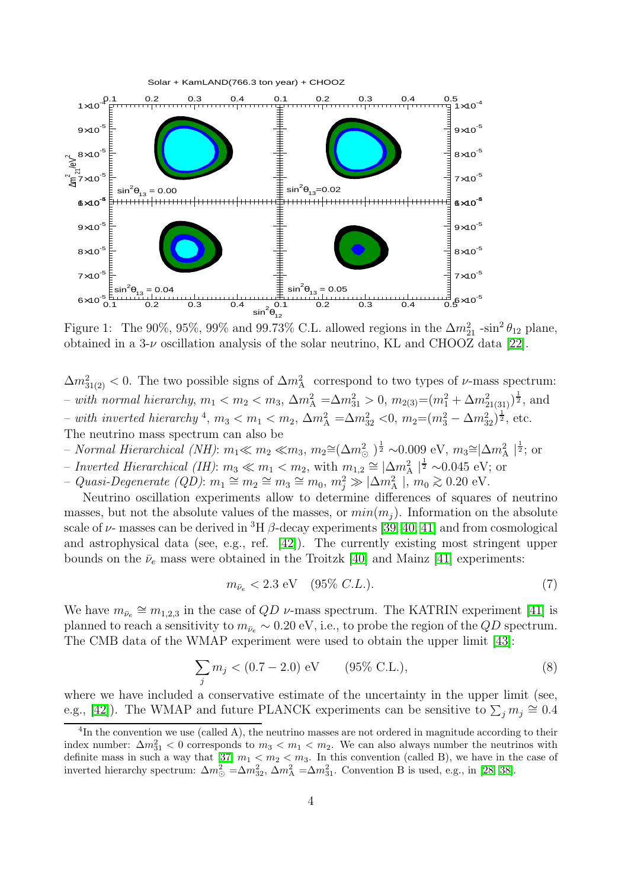Figure 1: The 90%, 95%, 99% and 99.73% C.L. allowed regions in the $\Delta m^2_{21}$ -$\sin^2\theta_{12}$ plane, obtained in a 3-$\nu$ oscillation analysis of the solar neutrino, KL and CHOOZ data [22].

$\Delta m^2_{31(2)} < 0$. The two possible signs of $\Delta m^2_{\rm A}$ correspond to two types of $\nu$-mass spectrum:
– *with normal hierarchy*, $m_1 < m_2 < m_3$, $\Delta m^2_{\rm A} = \Delta m^2_{31} > 0$, $m_{2(3)} = (m_1^2 + \Delta m^2_{21(31)})^{\frac{1}{2}}$, and
– *with inverted hierarchy* [4], $m_3 < m_1 < m_2$, $\Delta m^2_{\rm A} = \Delta m^2_{32} < 0$, $m_2 = (m_3^2 - \Delta m^2_{32})^{\frac{1}{2}}$, etc.
The neutrino mass spectrum can also be
– *Normal Hierarchical (NH)*: $m_1 \ll m_2 \ll m_3$, $m_2 \cong (\Delta m^2_{\odot})^{\frac{1}{2}} \sim 0.009$ eV, $m_3 \cong |\Delta m^2_{\rm A}|^{\frac{1}{2}}$; or
– *Inverted Hierarchical (IH)*: $m_3 \ll m_1 < m_2$, with $m_{1,2} \cong |\Delta m^2_{\rm A}|^{\frac{1}{2}} \sim 0.045$ eV; or
– *Quasi-Degenerate (QD)*: $m_1 \cong m_2 \cong m_3 \cong m_0$, $m_j^2 \gg |\Delta m^2_{\rm A}|$, $m_0 \gtrsim 0.20$ eV.

Neutrino oscillation experiments allow to determine differences of squares of neutrino masses, but not the absolute values of the masses, or $min(m_j)$. Information on the absolute scale of $\nu$- masses can be derived in $^3$H $\beta$-decay experiments [39, 40, 41] and from cosmological and astrophysical data (see, e.g., ref. [42]). The currently existing most stringent upper bounds on the $\bar{\nu}_e$ mass were obtained in the Troitzk [40] and Mainz [41] experiments:

$$m_{\bar{\nu}_e} < 2.3 \text{ eV} \quad (95\% \; C.L.). \tag{7}$$

We have $m_{\bar{\nu}_e} \cong m_{1,2,3}$ in the case of $QD$ $\nu$-mass spectrum. The KATRIN experiment [41] is planned to reach a sensitivity to $m_{\bar{\nu}_e} \sim 0.20$ eV, i.e., to probe the region of the $QD$ spectrum. The CMB data of the WMAP experiment were used to obtain the upper limit [43]:

$$\sum_j m_j < (0.7 - 2.0) \text{ eV} \qquad (95\% \text{ C.L.}), \tag{8}$$

where we have included a conservative estimate of the uncertainty in the upper limit (see, e.g., [42]). The WMAP and future PLANCK experiments can be sensitive to $\sum_j m_j \cong 0.4$

[4] In the convention we use (called A), the neutrino masses are not ordered in magnitude according to their index number: $\Delta m^2_{31} < 0$ corresponds to $m_3 < m_1 < m_2$. We can also always number the neutrinos with definite mass in such a way that [37] $m_1 < m_2 < m_3$. In this convention (called B), we have in the case of inverted hierarchy spectrum: $\Delta m^2_{\odot} = \Delta m^2_{32}$, $\Delta m^2_{\rm A} = \Delta m^2_{31}$. Convention B is used, e.g., in [28, 38].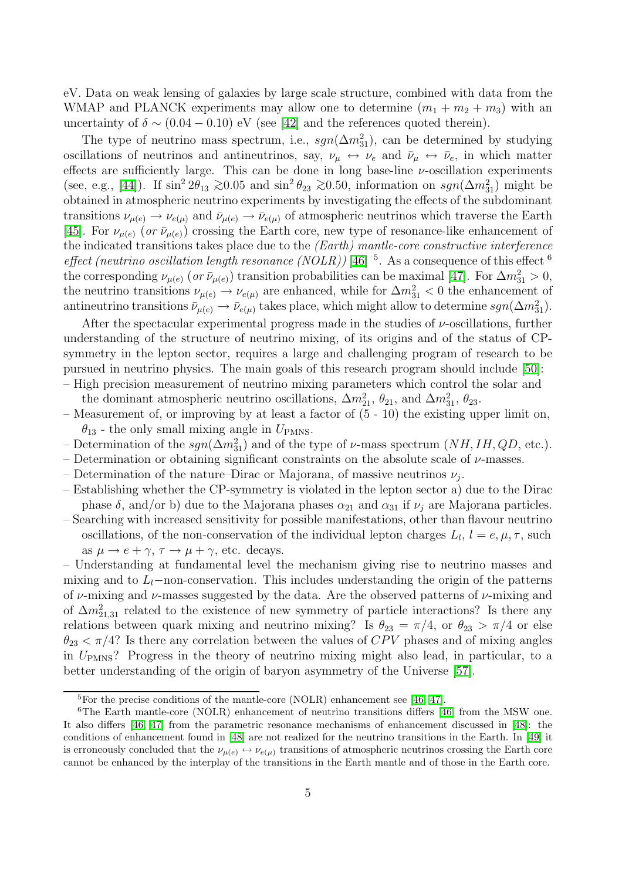eV. Data on weak lensing of galaxies by large scale structure, combined with data from the WMAP and PLANCK experiments may allow one to determine $(m_1 + m_2 + m_3)$ with an uncertainty of $\delta \sim (0.04 - 0.10)$ eV (see [42] and the references quoted therein).

The type of neutrino mass spectrum, i.e., $sgn(\Delta m^2_{31})$, can be determined by studying oscillations of neutrinos and antineutrinos, say, $\nu_\mu \leftrightarrow \nu_e$ and $\bar{\nu}_\mu \leftrightarrow \bar{\nu}_e$, in which matter effects are sufficiently large. This can be done in long base-line $\nu$-oscillation experiments (see, e.g., [44]). If $\sin^2 2\theta_{13} \gtrsim 0.05$ and $\sin^2\theta_{23} \gtrsim 0.50$, information on $sgn(\Delta m^2_{31})$ might be obtained in atmospheric neutrino experiments by investigating the effects of the subdominant transitions $\nu_{\mu(e)} \rightarrow \nu_{e(\mu)}$ and $\bar{\nu}_{\mu(e)} \rightarrow \bar{\nu}_{e(\mu)}$ of atmospheric neutrinos which traverse the Earth [45]. For $\nu_{\mu(e)}$ $(or\ \bar{\nu}_{\mu(e)})$ crossing the Earth core, new type of resonance-like enhancement of the indicated transitions takes place due to the *(Earth) mantle-core constructive interference effect (neutrino oscillation length resonance (NOLR))* [46] [5]. As a consequence of this effect [6] the corresponding $\nu_{\mu(e)}$ $(or\ \bar{\nu}_{\mu(e)})$ transition probabilities can be maximal [47]. For $\Delta m^2_{31} > 0$, the neutrino transitions $\nu_{\mu(e)} \rightarrow \nu_{e(\mu)}$ are enhanced, while for $\Delta m^2_{31} < 0$ the enhancement of antineutrino transitions $\bar{\nu}_{\mu(e)} \rightarrow \bar{\nu}_{e(\mu)}$ takes place, which might allow to determine $sgn(\Delta m^2_{31})$.

After the spectacular experimental progress made in the studies of $\nu$-oscillations, further understanding of the structure of neutrino mixing, of its origins and of the status of CP-symmetry in the lepton sector, requires a large and challenging program of research to be pursued in neutrino physics. The main goals of this research program should include [50]:

– High precision measurement of neutrino mixing parameters which control the solar and the dominant atmospheric neutrino oscillations, $\Delta m^2_{21}$, $\theta_{21}$, and $\Delta m^2_{31}$, $\theta_{23}$.
– Measurement of, or improving by at least a factor of (5 - 10) the existing upper limit on, $\theta_{13}$ - the only small mixing angle in $U_{\rm PMNS}$.
– Determination of the $sgn(\Delta m^2_{31})$ and of the type of $\nu$-mass spectrum $(NH, IH, QD$, etc.).
– Determination or obtaining significant constraints on the absolute scale of $\nu$-masses.
– Determination of the nature–Dirac or Majorana, of massive neutrinos $\nu_j$.
– Establishing whether the CP-symmetry is violated in the lepton sector a) due to the Dirac phase $\delta$, and/or b) due to the Majorana phases $\alpha_{21}$ and $\alpha_{31}$ if $\nu_j$ are Majorana particles.
– Searching with increased sensitivity for possible manifestations, other than flavour neutrino oscillations, of the non-conservation of the individual lepton charges $L_l$, $l = e, \mu, \tau$, such as $\mu \rightarrow e + \gamma$, $\tau \rightarrow \mu + \gamma$, etc. decays.
– Understanding at fundamental level the mechanism giving rise to neutrino masses and mixing and to $L_l-$non-conservation. This includes understanding the origin of the patterns of $\nu$-mixing and $\nu$-masses suggested by the data. Are the observed patterns of $\nu$-mixing and of $\Delta m^2_{21,31}$ related to the existence of new symmetry of particle interactions? Is there any relations between quark mixing and neutrino mixing? Is $\theta_{23} = \pi/4$, or $\theta_{23} > \pi/4$ or else $\theta_{23} < \pi/4$? Is there any correlation between the values of $CPV$ phases and of mixing angles in $U_{\rm PMNS}$? Progress in the theory of neutrino mixing might also lead, in particular, to a better understanding of the origin of baryon asymmetry of the Universe [57].

---

[5] For the precise conditions of the mantle-core (NOLR) enhancement see [46, 47].

[6] The Earth mantle-core (NOLR) enhancement of neutrino transitions differs [46] from the MSW one. It also differs [46, 47] from the parametric resonance mechanisms of enhancement discussed in [48]: the conditions of enhancement found in [48] are not realized for the neutrino transitions in the Earth. In [49] it is erroneously concluded that the $\nu_{\mu(e)} \leftrightarrow \nu_{e(\mu)}$ transitions of atmospheric neutrinos crossing the Earth core cannot be enhanced by the interplay of the transitions in the Earth mantle and of those in the Earth core.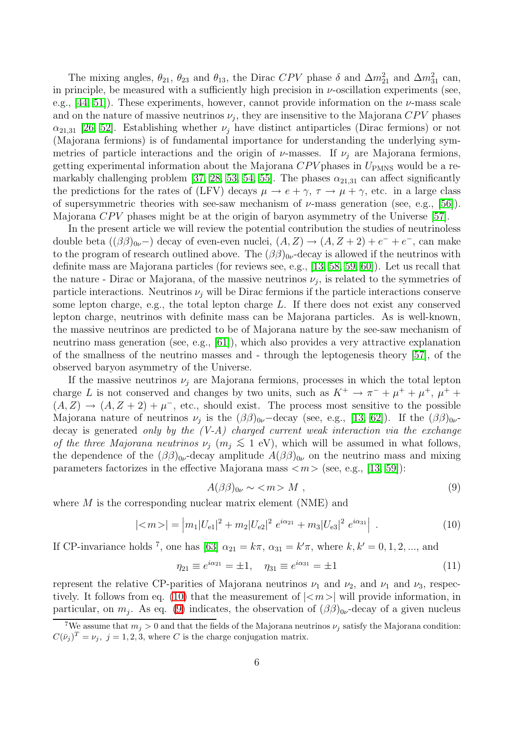The mixing angles, $\theta_{21}$, $\theta_{23}$ and $\theta_{13}$, the Dirac $CPV$ phase $\delta$ and $\Delta m^2_{21}$ and $\Delta m^2_{31}$ can, in principle, be measured with a sufficiently high precision in $\nu$-oscillation experiments (see, e.g., [44, 51]). These experiments, however, cannot provide information on the $\nu$-mass scale and on the nature of massive neutrinos $\nu_j$, they are insensitive to the Majorana $CPV$ phases $\alpha_{21,31}$ [26, 52]. Establishing whether $\nu_j$ have distinct antiparticles (Dirac fermions) or not (Majorana fermions) is of fundamental importance for understanding the underlying symmetries of particle interactions and the origin of $\nu$-masses. If $\nu_j$ are Majorana fermions, getting experimental information about the Majorana $CPV$phases in $U_{\rm PMNS}$ would be a remarkably challenging problem [37, 28, 53, 54, 55]. The phases $\alpha_{21,31}$ can affect significantly the predictions for the rates of (LFV) decays $\mu \rightarrow e + \gamma$, $\tau \rightarrow \mu + \gamma$, etc. in a large class of supersymmetric theories with see-saw mechanism of $\nu$-mass generation (see, e.g., [56]). Majorana $CPV$ phases might be at the origin of baryon asymmetry of the Universe [57].

In the present article we will review the potential contribution the studies of neutrinoless double beta ($(\beta\beta)_{0\nu}-$) decay of even-even nuclei, $(A,Z) \rightarrow (A,Z+2) + e^- + e^-$, can make to the program of research outlined above. The $(\beta\beta)_{0\nu}$-decay is allowed if the neutrinos with definite mass are Majorana particles (for reviews see, e.g., [13, 58, 59, 60]). Let us recall that the nature - Dirac or Majorana, of the massive neutrinos $\nu_j$, is related to the symmetries of particle interactions. Neutrinos $\nu_j$ will be Dirac fermions if the particle interactions conserve some lepton charge, e.g., the total lepton charge $L$. If there does not exist any conserved lepton charge, neutrinos with definite mass can be Majorana particles. As is well-known, the massive neutrinos are predicted to be of Majorana nature by the see-saw mechanism of neutrino mass generation (see, e.g., [61]), which also provides a very attractive explanation of the smallness of the neutrino masses and - through the leptogenesis theory [57], of the observed baryon asymmetry of the Universe.

If the massive neutrinos $\nu_j$ are Majorana fermions, processes in which the total lepton charge $L$ is not conserved and changes by two units, such as $K^+ \rightarrow \pi^- + \mu^+ + \mu^+$, $\mu^+ + (A,Z) \rightarrow (A,Z+2) + \mu^-$, etc., should exist. The process most sensitive to the possible Majorana nature of neutrinos $\nu_j$ is the $(\beta\beta)_{0\nu}-$decay (see, e.g., [13, 62]). If the $(\beta\beta)_{0\nu}$-decay is generated *only by the (V-A) charged current weak interaction via the exchange of the three Majorana neutrinos* $\nu_j$ ($m_j \lesssim 1$ eV), which will be assumed in what follows, the dependence of the $(\beta\beta)_{0\nu}$-decay amplitude $A(\beta\beta)_{0\nu}$ on the neutrino mass and mixing parameters factorizes in the effective Majorana mass $<\!m\!>$ (see, e.g., [13, 59]):

$$A(\beta\beta)_{0\nu} \sim \, <\!m\!> M \;, \tag{9}$$

where $M$ is the corresponding nuclear matrix element (NME) and

$$|<\!m\!>| = \left| m_1 |U_{\rm e1}|^2 + m_2 |U_{\rm e2}|^2 \; e^{i\alpha_{21}} + m_3 |U_{\rm e3}|^2 \; e^{i\alpha_{31}} \right| \;. \tag{10}$$

If CP-invariance holds [7], one has [63] $\alpha_{21} = k\pi$, $\alpha_{31} = k'\pi$, where $k, k' = 0, 1, 2, ...$, and

$$\eta_{21} \equiv e^{i\alpha_{21}} = \pm 1, \quad \eta_{31} \equiv e^{i\alpha_{31}} = \pm 1 \tag{11}$$

represent the relative CP-parities of Majorana neutrinos $\nu_1$ and $\nu_2$, and $\nu_1$ and $\nu_3$, respectively. It follows from eq. (10) that the measurement of $|<\!m\!>|$ will provide information, in particular, on $m_j$. As eq. (9) indicates, the observation of $(\beta\beta)_{0\nu}$-decay of a given nucleus

[7] We assume that $m_j > 0$ and that the fields of the Majorana neutrinos $\nu_j$ satisfy the Majorana condition: $C(\bar{\nu}_j)^T = \nu_j$, $j = 1, 2, 3$, where $C$ is the charge conjugation matrix.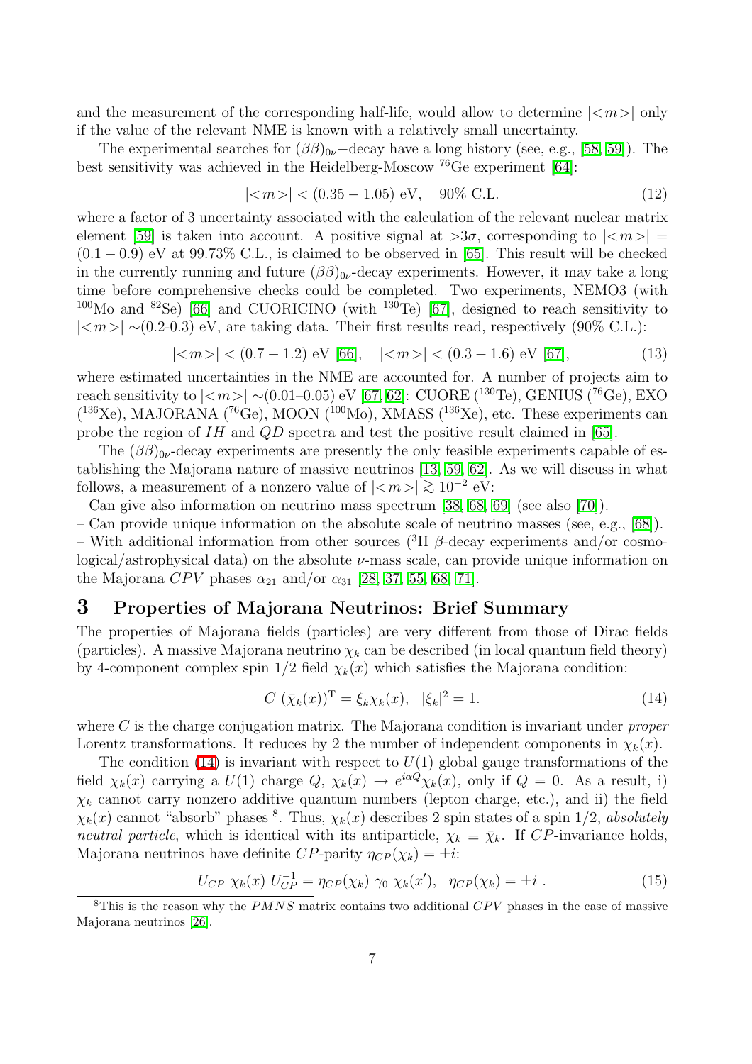and the measurement of the corresponding half-life, would allow to determine $|<m>|$ only if the value of the relevant NME is known with a relatively small uncertainty.

The experimental searches for $(\beta\beta)_{0\nu}-$decay have a long history (see, e.g., [58, 59]). The best sensitivity was achieved in the Heidelberg-Moscow $^{76}$Ge experiment [64]:

$$|<m>| < (0.35 - 1.05) \text{ eV}, \quad 90\% \text{ C.L.} \tag{12}$$

where a factor of 3 uncertainty associated with the calculation of the relevant nuclear matrix element [59] is taken into account. A positive signal at $>3\sigma$, corresponding to $|<m>| = (0.1 - 0.9)$ eV at 99.73% C.L., is claimed to be observed in [65]. This result will be checked in the currently running and future $(\beta\beta)_{0\nu}$-decay experiments. However, it may take a long time before comprehensive checks could be completed. Two experiments, NEMO3 (with $^{100}$Mo and $^{82}$Se) [66] and CUORICINO (with $^{130}$Te) [67], designed to reach sensitivity to $|<m>| \sim$(0.2-0.3) eV, are taking data. Their first results read, respectively (90% C.L.):

$$|<m>| < (0.7 - 1.2) \text{ eV [66]}, \quad |<m>| < (0.3 - 1.6) \text{ eV [67]}, \tag{13}$$

where estimated uncertainties in the NME are accounted for. A number of projects aim to reach sensitivity to $|<m>| \sim$(0.01–0.05) eV [67, 62]: CUORE ($^{130}$Te), GENIUS ($^{76}$Ge), EXO ($^{136}$Xe), MAJORANA ($^{76}$Ge), MOON ($^{100}$Mo), XMASS ($^{136}$Xe), etc. These experiments can probe the region of $IH$ and $QD$ spectra and test the positive result claimed in [65].

The $(\beta\beta)_{0\nu}$-decay experiments are presently the only feasible experiments capable of establishing the Majorana nature of massive neutrinos [13, 59, 62]. As we will discuss in what follows, a measurement of a nonzero value of $|<m>| \gtrsim 10^{-2}$ eV:

– Can give also information on neutrino mass spectrum [38, 68, 69] (see also [70]).

– Can provide unique information on the absolute scale of neutrino masses (see, e.g., [68]).

– With additional information from other sources ($^{3}$H $\beta$-decay experiments and/or cosmological/astrophysical data) on the absolute $\nu$-mass scale, can provide unique information on the Majorana $CPV$ phases $\alpha_{21}$ and/or $\alpha_{31}$ [28, 37, 55, 68, 71].

## 3 Properties of Majorana Neutrinos: Brief Summary

The properties of Majorana fields (particles) are very different from those of Dirac fields (particles). A massive Majorana neutrino $\chi_k$ can be described (in local quantum field theory) by 4-component complex spin 1/2 field $\chi_k(x)$ which satisfies the Majorana condition:

$$C\ (\bar{\chi}_k(x))^{\mathrm{T}} = \xi_k \chi_k(x), \quad |\xi_k|^2 = 1. \tag{14}$$

where $C$ is the charge conjugation matrix. The Majorana condition is invariant under *proper* Lorentz transformations. It reduces by 2 the number of independent components in $\chi_k(x)$.

The condition (14) is invariant with respect to $U(1)$ global gauge transformations of the field $\chi_k(x)$ carrying a $U(1)$ charge $Q$, $\chi_k(x) \rightarrow e^{i\alpha Q}\chi_k(x)$, only if $Q = 0$. As a result, i) $\chi_k$ cannot carry nonzero additive quantum numbers (lepton charge, etc.), and ii) the field $\chi_k(x)$ cannot "absorb" phases [8]. Thus, $\chi_k(x)$ describes 2 spin states of a spin 1/2, *absolutely neutral particle*, which is identical with its antiparticle, $\chi_k \equiv \bar{\chi}_k$. If $CP$-invariance holds, Majorana neutrinos have definite $CP$-parity $\eta_{CP}(\chi_k) = \pm i$:

$$U_{CP}\ \chi_k(x)\ U_{CP}^{-1} = \eta_{CP}(\chi_k)\ \gamma_0\ \chi_k(x'), \quad \eta_{CP}(\chi_k) = \pm i\ . \tag{15}$$

[8] This is the reason why the $PMNS$ matrix contains two additional $CPV$ phases in the case of massive Majorana neutrinos [26].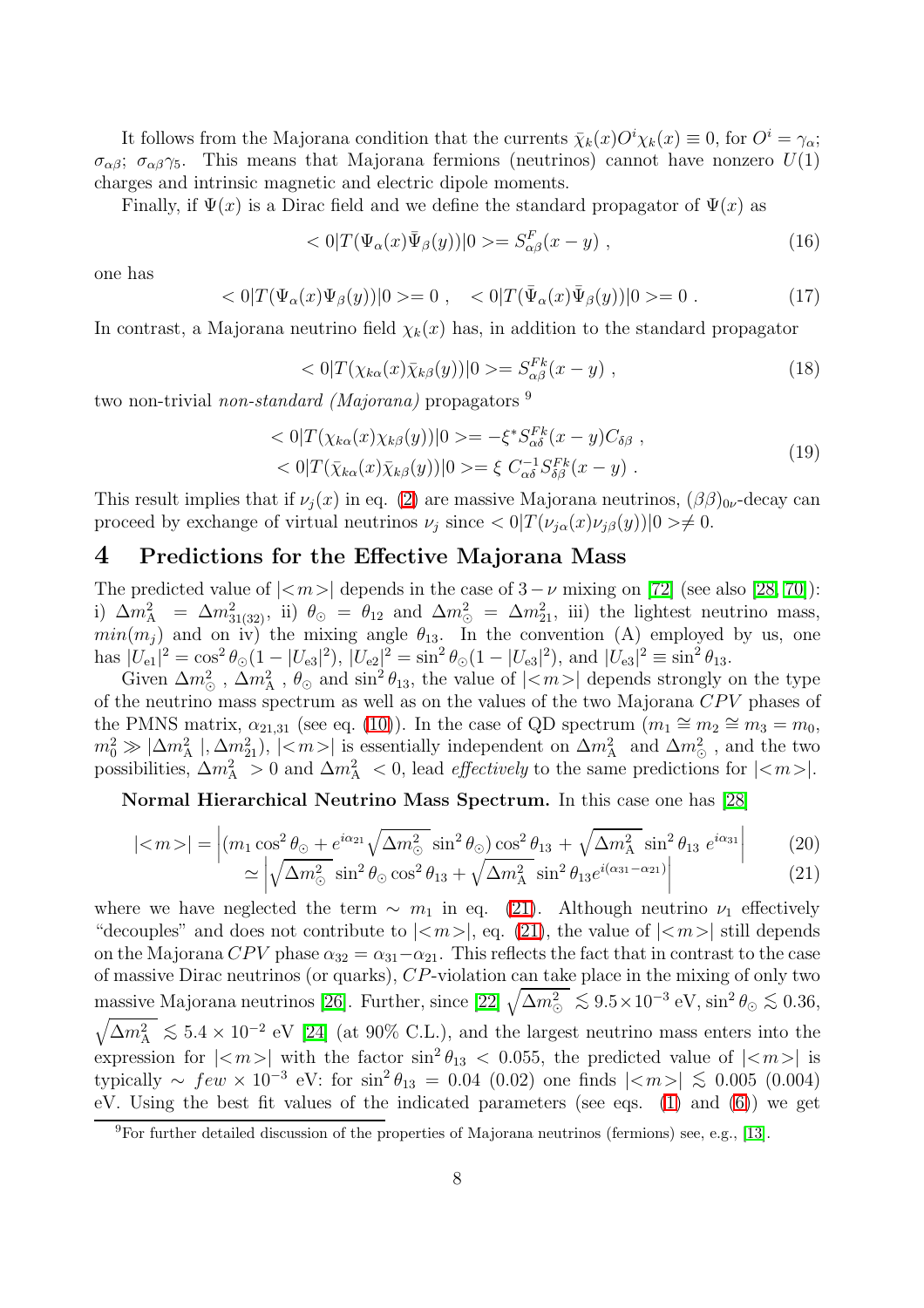It follows from the Majorana condition that the currents $\bar{\chi}_k(x) O^i \chi_k(x) \equiv 0$, for $O^i = \gamma_\alpha$; $\sigma_{\alpha\beta}$; $\sigma_{\alpha\beta}\gamma_5$. This means that Majorana fermions (neutrinos) cannot have nonzero $U(1)$ charges and intrinsic magnetic and electric dipole moments.

Finally, if $\Psi(x)$ is a Dirac field and we define the standard propagator of $\Psi(x)$ as

$$< 0|T(\Psi_\alpha(x)\bar{\Psi}_\beta(y))|0 >= S^F_{\alpha\beta}(x-y) \ , \tag{16}$$

one has

$$< 0|T(\Psi_\alpha(x)\Psi_\beta(y))|0 >= 0 \ , \quad < 0|T(\bar{\Psi}_\alpha(x)\bar{\Psi}_\beta(y))|0 >= 0 \ . \tag{17}$$

In contrast, a Majorana neutrino field $\chi_k(x)$ has, in addition to the standard propagator

$$< 0|T(\chi_{k\alpha}(x)\bar{\chi}_{k\beta}(y))|0 >= S^{Fk}_{\alpha\beta}(x-y) \ , \tag{18}$$

two non-trivial *non-standard (Majorana)* propagators [9]

$$\begin{aligned} &< 0|T(\chi_{k\alpha}(x)\chi_{k\beta}(y))|0 >= -\xi^* S^{Fk}_{\alpha\delta}(x-y) C_{\delta\beta} \ , \\ &< 0|T(\bar{\chi}_{k\alpha}(x)\bar{\chi}_{k\beta}(y))|0 >= \xi \ C^{-1}_{\alpha\delta} S^{Fk}_{\delta\beta}(x-y) \ . \end{aligned} \tag{19}$$

This result implies that if $\nu_j(x)$ in eq. (2) are massive Majorana neutrinos, $(\beta\beta)_{0\nu}$-decay can proceed by exchange of virtual neutrinos $\nu_j$ since $< 0|T(\nu_{j\alpha}(x)\nu_{j\beta}(y))|0 > \neq 0$.

## 4 Predictions for the Effective Majorana Mass

The predicted value of $|<m>|$ depends in the case of $3-\nu$ mixing on [72] (see also [28, 70]): i) $\Delta m^2_{\rm A} = \Delta m^2_{31(32)}$, ii) $\theta_\odot = \theta_{12}$ and $\Delta m^2_\odot = \Delta m^2_{21}$, iii) the lightest neutrino mass, $min(m_j)$ and on iv) the mixing angle $\theta_{13}$. In the convention (A) employed by us, one has $|U_{\rm e1}|^2 = \cos^2\theta_\odot(1-|U_{\rm e3}|^2)$, $|U_{\rm e2}|^2 = \sin^2\theta_\odot(1-|U_{\rm e3}|^2)$, and $|U_{\rm e3}|^2 \equiv \sin^2\theta_{13}$.

Given $\Delta m^2_\odot$, $\Delta m^2_{\rm A}$, $\theta_\odot$ and $\sin^2\theta_{13}$, the value of $|<m>|$ depends strongly on the type of the neutrino mass spectrum as well as on the values of the two Majorana $CPV$ phases of the PMNS matrix, $\alpha_{21,31}$ (see eq. (10)). In the case of QD spectrum ($m_1 \cong m_2 \cong m_3 = m_0$, $m_0^2 \gg |\Delta m^2_{\rm A}|, \Delta m^2_{21}$), $|<m>|$ is essentially independent on $\Delta m^2_{\rm A}$ and $\Delta m^2_\odot$, and the two possibilities, $\Delta m^2_{\rm A} > 0$ and $\Delta m^2_{\rm A} < 0$, lead *effectively* to the same predictions for $|<m>|$.

**Normal Hierarchical Neutrino Mass Spectrum.** In this case one has [28]

$$|<m>| = \left|(m_1\cos^2\theta_\odot + e^{i\alpha_{21}}\sqrt{\Delta m^2_\odot}\,\sin^2\theta_\odot)\cos^2\theta_{13} + \sqrt{\Delta m^2_{\rm A}}\,\sin^2\theta_{13}\, e^{i\alpha_{31}}\right| \tag{20}$$

$$\simeq \left|\sqrt{\Delta m^2_\odot}\,\sin^2\theta_\odot\cos^2\theta_{13} + \sqrt{\Delta m^2_{\rm A}}\,\sin^2\theta_{13} e^{i(\alpha_{31}-\alpha_{21})}\right| \tag{21}$$

where we have neglected the term $\sim m_1$ in eq. (21). Although neutrino $\nu_1$ effectively "decouples" and does not contribute to $|<m>|$, eq. (21), the value of $|<m>|$ still depends on the Majorana $CPV$ phase $\alpha_{32} = \alpha_{31}-\alpha_{21}$. This reflects the fact that in contrast to the case of massive Dirac neutrinos (or quarks), $CP$-violation can take place in the mixing of only two massive Majorana neutrinos [26]. Further, since [22] $\sqrt{\Delta m^2_\odot} \lesssim 9.5\times10^{-3}$ eV, $\sin^2\theta_\odot \lesssim 0.36$, $\sqrt{\Delta m^2_{\rm A}} \lesssim 5.4\times10^{-2}$ eV [24] (at 90% C.L.), and the largest neutrino mass enters into the expression for $|<m>|$ with the factor $\sin^2\theta_{13} < 0.055$, the predicted value of $|<m>|$ is typically $\sim few\times10^{-3}$ eV: for $\sin^2\theta_{13} = 0.04$ (0.02) one finds $|<m>| \lesssim 0.005$ (0.004) eV. Using the best fit values of the indicated parameters (see eqs. (1) and (6)) we get

[9] For further detailed discussion of the properties of Majorana neutrinos (fermions) see, e.g., [13].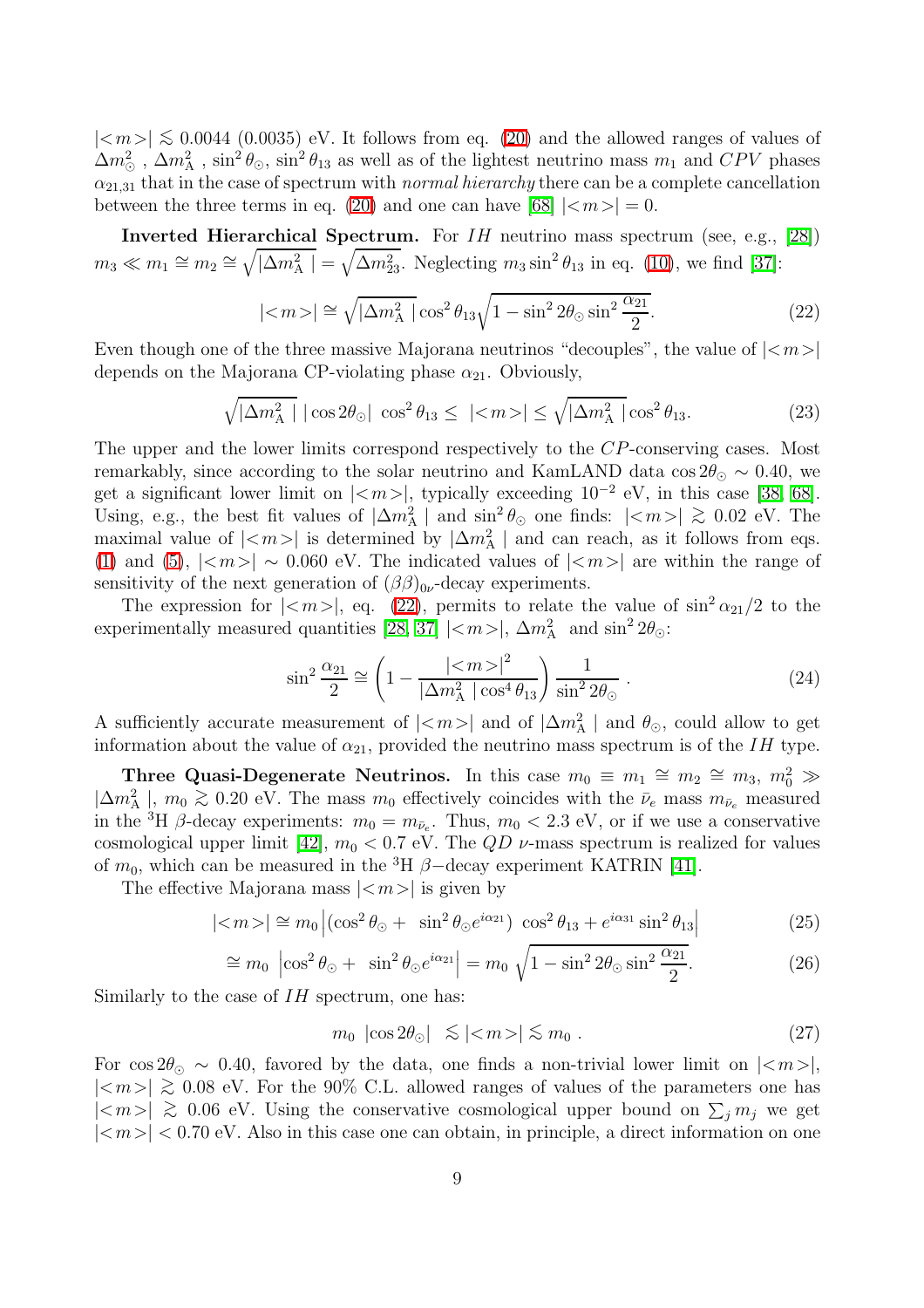$|<m>| \lesssim 0.0044$ (0.0035) eV. It follows from eq. (20) and the allowed ranges of values of $\Delta m^2_{\odot}$ , $\Delta m^2_{\rm A}$ , $\sin^2\theta_{\odot}$, $\sin^2\theta_{13}$ as well as of the lightest neutrino mass $m_1$ and $CPV$ phases $\alpha_{21,31}$ that in the case of spectrum with *normal hierarchy* there can be a complete cancellation between the three terms in eq. (20) and one can have [68] $|<m>| = 0$.

**Inverted Hierarchical Spectrum.** For $IH$ neutrino mass spectrum (see, e.g., [28]) $m_3 \ll m_1 \cong m_2 \cong \sqrt{|\Delta m^2_{\rm A}\,|} = \sqrt{\Delta m^2_{23}}$. Neglecting $m_3 \sin^2\theta_{13}$ in eq. (10), we find [37]:

$$|<m>| \cong \sqrt{|\Delta m^2_{\rm A}\,|}\cos^2\theta_{13}\sqrt{1 - \sin^2 2\theta_{\odot}\sin^2\frac{\alpha_{21}}{2}}. \tag{22}$$

Even though one of the three massive Majorana neutrinos "decouples", the value of $|<m>|$ depends on the Majorana CP-violating phase $\alpha_{21}$. Obviously,

$$\sqrt{|\Delta m^2_{\rm A}\,|}\;|\cos 2\theta_{\odot}|\;\cos^2\theta_{13} \leq\; |<m>| \leq \sqrt{|\Delta m^2_{\rm A}\,|}\cos^2\theta_{13}. \tag{23}$$

The upper and the lower limits correspond respectively to the $CP$-conserving cases. Most remarkably, since according to the solar neutrino and KamLAND data $\cos 2\theta_{\odot} \sim 0.40$, we get a significant lower limit on $|<m>|$, typically exceeding $10^{-2}$ eV, in this case [38, 68]. Using, e.g., the best fit values of $|\Delta m^2_{\rm A}\,|$ and $\sin^2\theta_{\odot}$ one finds: $|<m>| \gtrsim 0.02$ eV. The maximal value of $|<m>|$ is determined by $|\Delta m^2_{\rm A}\,|$ and can reach, as it follows from eqs. (1) and (5), $|<m>| \sim 0.060$ eV. The indicated values of $|<m>|$ are within the range of sensitivity of the next generation of $(\beta\beta)_{0\nu}$-decay experiments.

The expression for $|<m>|$, eq. (22), permits to relate the value of $\sin^2\alpha_{21}/2$ to the experimentally measured quantities [28, 37] $|<m>|$, $\Delta m^2_{\rm A}$ and $\sin^2 2\theta_{\odot}$:

$$\sin^2\frac{\alpha_{21}}{2} \cong \left(1 - \frac{|<m>|^2}{|\Delta m^2_{\rm A}\,|\cos^4\theta_{13}}\right)\frac{1}{\sin^2 2\theta_{\odot}}\,. \tag{24}$$

A sufficiently accurate measurement of $|<m>|$ and of $|\Delta m^2_{\rm A}\,|$ and $\theta_{\odot}$, could allow to get information about the value of $\alpha_{21}$, provided the neutrino mass spectrum is of the $IH$ type.

**Three Quasi-Degenerate Neutrinos.** In this case $m_0 \equiv m_1 \cong m_2 \cong m_3$, $m_0^2 \gg |\Delta m^2_{\rm A}\,|$, $m_0 \gtrsim 0.20$ eV. The mass $m_0$ effectively coincides with the $\bar{\nu}_e$ mass $m_{\bar{\nu}_e}$ measured in the $^3$H $\beta$-decay experiments: $m_0 = m_{\bar{\nu}_e}$. Thus, $m_0 < 2.3$ eV, or if we use a conservative cosmological upper limit [42], $m_0 < 0.7$ eV. The $QD$ $\nu$-mass spectrum is realized for values of $m_0$, which can be measured in the $^3$H $\beta-$decay experiment KATRIN [41].

The effective Majorana mass $|<m>|$ is given by

$$|<m>| \cong m_0\left|(\cos^2\theta_{\odot} + \;\sin^2\theta_{\odot}e^{i\alpha_{21}})\;\cos^2\theta_{13} + e^{i\alpha_{31}}\sin^2\theta_{13}\right| \tag{25}$$

$$\cong m_0\;\left|\cos^2\theta_{\odot} + \;\sin^2\theta_{\odot}e^{i\alpha_{21}}\right| = m_0\;\sqrt{1 - \sin^2 2\theta_{\odot}\sin^2\frac{\alpha_{21}}{2}}. \tag{26}$$

Similarly to the case of $IH$ spectrum, one has:

$$m_0\;\;|\cos 2\theta_{\odot}|\;\;\lesssim |<m>| \lesssim m_0\;. \tag{27}$$

For $\cos 2\theta_{\odot} \sim 0.40$, favored by the data, one finds a non-trivial lower limit on $|<m>|$, $|<m>| \gtrsim 0.08$ eV. For the 90% C.L. allowed ranges of values of the parameters one has $|<m>| \gtrsim 0.06$ eV. Using the conservative cosmological upper bound on $\sum_j m_j$ we get $|<m>| < 0.70$ eV. Also in this case one can obtain, in principle, a direct information on one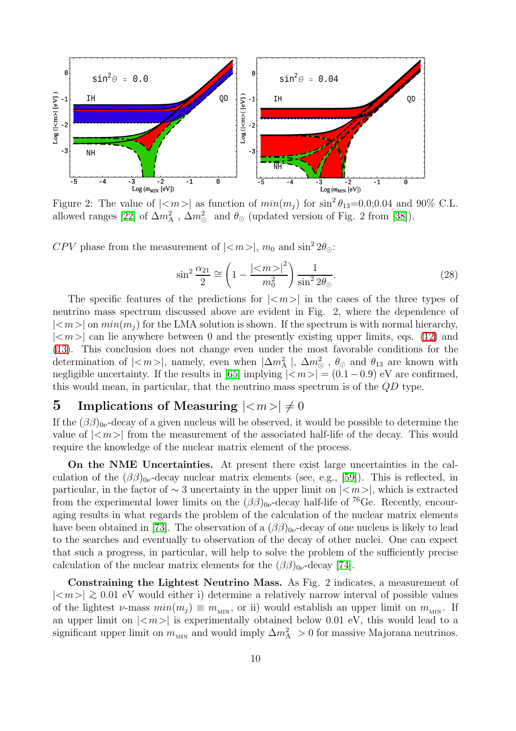Figure 2: The value of $|<m>|$ as function of $min(m_j)$ for $\sin^2\theta_{13}$=0.0;0.04 and 90% C.L. allowed ranges [22] of $\Delta m^2_{\rm A}$ , $\Delta m^2_{\odot}$ and $\theta_{\odot}$ (updated version of Fig. 2 from [38]).

$CPV$ phase from the measurement of $|<m>|$, $m_0$ and $\sin^2 2\theta_{\odot}$:

$$\sin^2\frac{\alpha_{21}}{2} \cong \left(1 - \frac{|<m>|^2}{m_0^2}\right)\frac{1}{\sin^2 2\theta_{\odot}}. \tag{28}$$

The specific features of the predictions for $|<m>|$ in the cases of the three types of neutrino mass spectrum discussed above are evident in Fig. 2, where the dependence of $|<m>|$ on $min(m_j)$ for the LMA solution is shown. If the spectrum is with normal hierarchy, $|<m>|$ can lie anywhere between 0 and the presently existing upper limits, eqs. (12) and (13). This conclusion does not change even under the most favorable conditions for the determination of $|<m>|$, namely, even when $|\Delta m^2_{\rm A}|$, $\Delta m^2_{\odot}$ , $\theta_{\odot}$ and $\theta_{13}$ are known with negligible uncertainty. If the results in [65] implying $|<m>| = (0.1 - 0.9)$ eV are confirmed, this would mean, in particular, that the neutrino mass spectrum is of the $QD$ type.

## 5 Implications of Measuring $|<m>| \neq 0$

If the $(\beta\beta)_{0\nu}$-decay of a given nucleus will be observed, it would be possible to determine the value of $|<m>|$ from the measurement of the associated half-life of the decay. This would require the knowledge of the nuclear matrix element of the process.

**On the NME Uncertainties.** At present there exist large uncertainties in the calculation of the $(\beta\beta)_{0\nu}$-decay nuclear matrix elements (see, e.g., [59]). This is reflected, in particular, in the factor of $\sim 3$ uncertainty in the upper limit on $|<m>|$, which is extracted from the experimental lower limits on the $(\beta\beta)_{0\nu}$-decay half-life of $^{76}$Ge. Recently, encouraging results in what regards the problem of the calculation of the nuclear matrix elements have been obtained in [73]. The observation of a $(\beta\beta)_{0\nu}$-decay of one nucleus is likely to lead to the searches and eventually to observation of the decay of other nuclei. One can expect that such a progress, in particular, will help to solve the problem of the sufficiently precise calculation of the nuclear matrix elements for the $(\beta\beta)_{0\nu}$-decay [74].

**Constraining the Lightest Neutrino Mass.** As Fig. 2 indicates, a measurement of $|<m>| \gtrsim 0.01$ eV would either i) determine a relatively narrow interval of possible values of the lightest $\nu$-mass $min(m_j) \equiv m_{\rm MIN}$, or ii) would establish an upper limit on $m_{\rm MIN}$. If an upper limit on $|<m>|$ is experimentally obtained below 0.01 eV, this would lead to a significant upper limit on $m_{\rm MIN}$ and would imply $\Delta m^2_{\rm A} > 0$ for massive Majorana neutrinos.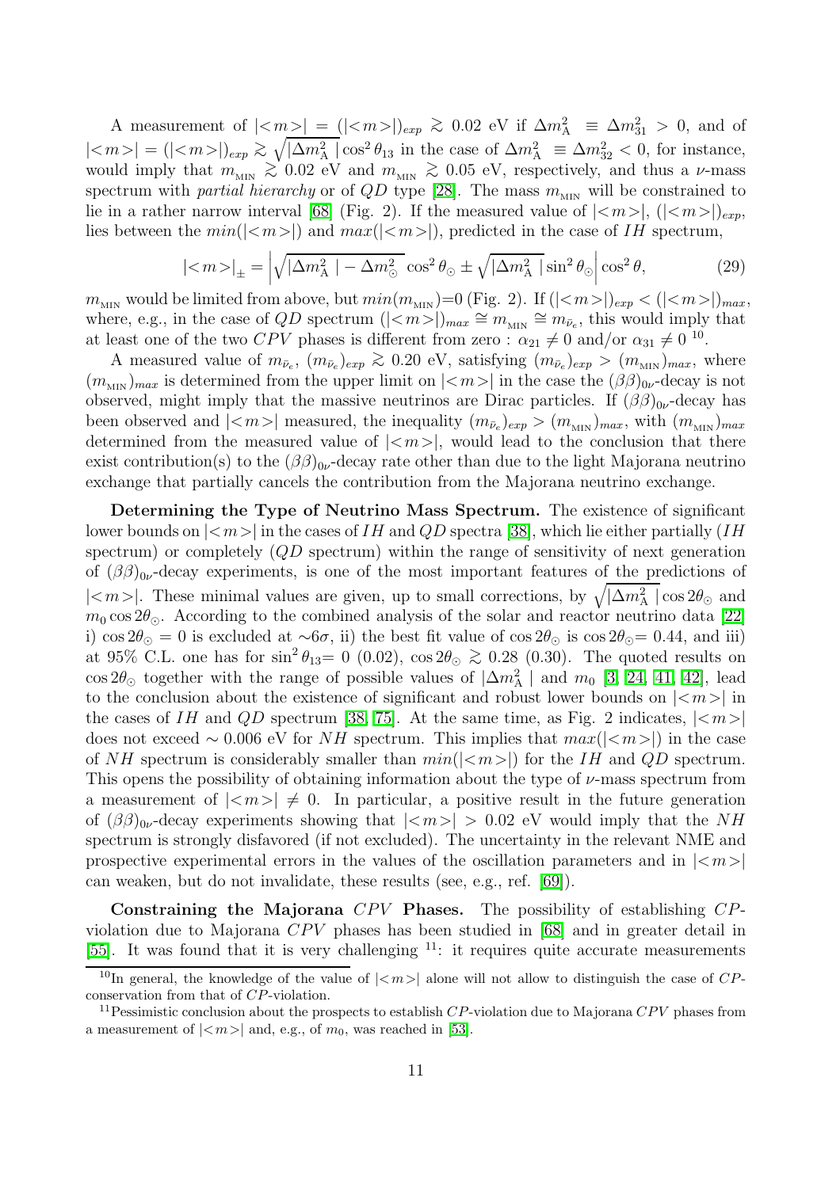A measurement of $|\langle m \rangle| = (|\langle m \rangle|)_{exp} \gtrsim 0.02$ eV if $\Delta m^2_{\rm A} \equiv \Delta m^2_{31} > 0$, and of $|\langle m \rangle| = (|\langle m \rangle|)_{exp} \gtrsim \sqrt{|\Delta m^2_{\rm A}|} \cos^2\theta_{13}$ in the case of $\Delta m^2_{\rm A} \equiv \Delta m^2_{32} < 0$, for instance, would imply that $m_{\rm MIN} \gtrsim 0.02$ eV and $m_{\rm MIN} \gtrsim 0.05$ eV, respectively, and thus a $\nu$-mass spectrum with *partial hierarchy* or of $QD$ type [28]. The mass $m_{\rm MIN}$ will be constrained to lie in a rather narrow interval [68] (Fig. 2). If the measured value of $|\langle m \rangle|$, $(|\langle m \rangle|)_{exp}$, lies between the $min(|\langle m \rangle|)$ and $max(|\langle m \rangle|)$, predicted in the case of $IH$ spectrum,

$$|\langle m \rangle|_{\pm} = \left| \sqrt{|\Delta m^2_{\rm A}| - \Delta m^2_{\odot}} \cos^2\theta_{\odot} \pm \sqrt{|\Delta m^2_{\rm A}|} \sin^2\theta_{\odot} \right| \cos^2\theta, \tag{29}$$

$m_{\rm MIN}$ would be limited from above, but $min(m_{\rm MIN})$=0 (Fig. 2). If $(|\langle m \rangle|)_{exp} < (|\langle m \rangle|)_{max}$, where, e.g., in the case of $QD$ spectrum $(|\langle m \rangle|)_{max} \cong m_{\rm MIN} \cong m_{\bar{\nu}_e}$, this would imply that at least one of the two $CPV$ phases is different from zero : $\alpha_{21} \neq 0$ and/or $\alpha_{31} \neq 0$ [10].

A measured value of $m_{\bar{\nu}_e}$, $(m_{\bar{\nu}_e})_{exp} \gtrsim 0.20$ eV, satisfying $(m_{\bar{\nu}_e})_{exp} > (m_{\rm MIN})_{max}$, where $(m_{\rm MIN})_{max}$ is determined from the upper limit on $|\langle m \rangle|$ in the case the $(\beta\beta)_{0\nu}$-decay is not observed, might imply that the massive neutrinos are Dirac particles. If $(\beta\beta)_{0\nu}$-decay has been observed and $|\langle m \rangle|$ measured, the inequality $(m_{\bar{\nu}_e})_{exp} > (m_{\rm MIN})_{max}$, with $(m_{\rm MIN})_{max}$ determined from the measured value of $|\langle m \rangle|$, would lead to the conclusion that there exist contribution(s) to the $(\beta\beta)_{0\nu}$-decay rate other than due to the light Majorana neutrino exchange that partially cancels the contribution from the Majorana neutrino exchange.

**Determining the Type of Neutrino Mass Spectrum.** The existence of significant lower bounds on $|\langle m \rangle|$ in the cases of $IH$ and $QD$ spectra [38], which lie either partially ($IH$ spectrum) or completely ($QD$ spectrum) within the range of sensitivity of next generation of $(\beta\beta)_{0\nu}$-decay experiments, is one of the most important features of the predictions of $|\langle m \rangle|$. These minimal values are given, up to small corrections, by $\sqrt{|\Delta m^2_{\rm A}|} \cos 2\theta_{\odot}$ and $m_0 \cos 2\theta_{\odot}$. According to the combined analysis of the solar and reactor neutrino data [22] i) $\cos 2\theta_{\odot} = 0$ is excluded at $\sim 6\sigma$, ii) the best fit value of $\cos 2\theta_{\odot}$ is $\cos 2\theta_{\odot} = 0.44$, and iii) at 95% C.L. one has for $\sin^2\theta_{13} = 0$ (0.02), $\cos 2\theta_{\odot} \gtrsim 0.28$ (0.30). The quoted results on $\cos 2\theta_{\odot}$ together with the range of possible values of $|\Delta m^2_{\rm A}|$ and $m_0$ [3, 24, 41, 42], lead to the conclusion about the existence of significant and robust lower bounds on $|\langle m \rangle|$ in the cases of $IH$ and $QD$ spectrum [38, 75]. At the same time, as Fig. 2 indicates, $|\langle m \rangle|$ does not exceed $\sim 0.006$ eV for $NH$ spectrum. This implies that $max(|\langle m \rangle|)$ in the case of $NH$ spectrum is considerably smaller than $min(|\langle m \rangle|)$ for the $IH$ and $QD$ spectrum. This opens the possibility of obtaining information about the type of $\nu$-mass spectrum from a measurement of $|\langle m \rangle| \neq 0$. In particular, a positive result in the future generation of $(\beta\beta)_{0\nu}$-decay experiments showing that $|\langle m \rangle| > 0.02$ eV would imply that the $NH$ spectrum is strongly disfavored (if not excluded). The uncertainty in the relevant NME and prospective experimental errors in the values of the oscillation parameters and in $|\langle m \rangle|$ can weaken, but do not invalidate, these results (see, e.g., ref. [69]).

**Constraining the Majorana $CPV$ Phases.** The possibility of establishing $CP$-violation due to Majorana $CPV$ phases has been studied in [68] and in greater detail in [55]. It was found that it is very challenging [11]: it requires quite accurate measurements

[10] In general, the knowledge of the value of $|\langle m \rangle|$ alone will not allow to distinguish the case of $CP$-conservation from that of $CP$-violation.

[11] Pessimistic conclusion about the prospects to establish $CP$-violation due to Majorana $CPV$ phases from a measurement of $|\langle m \rangle|$ and, e.g., of $m_0$, was reached in [53].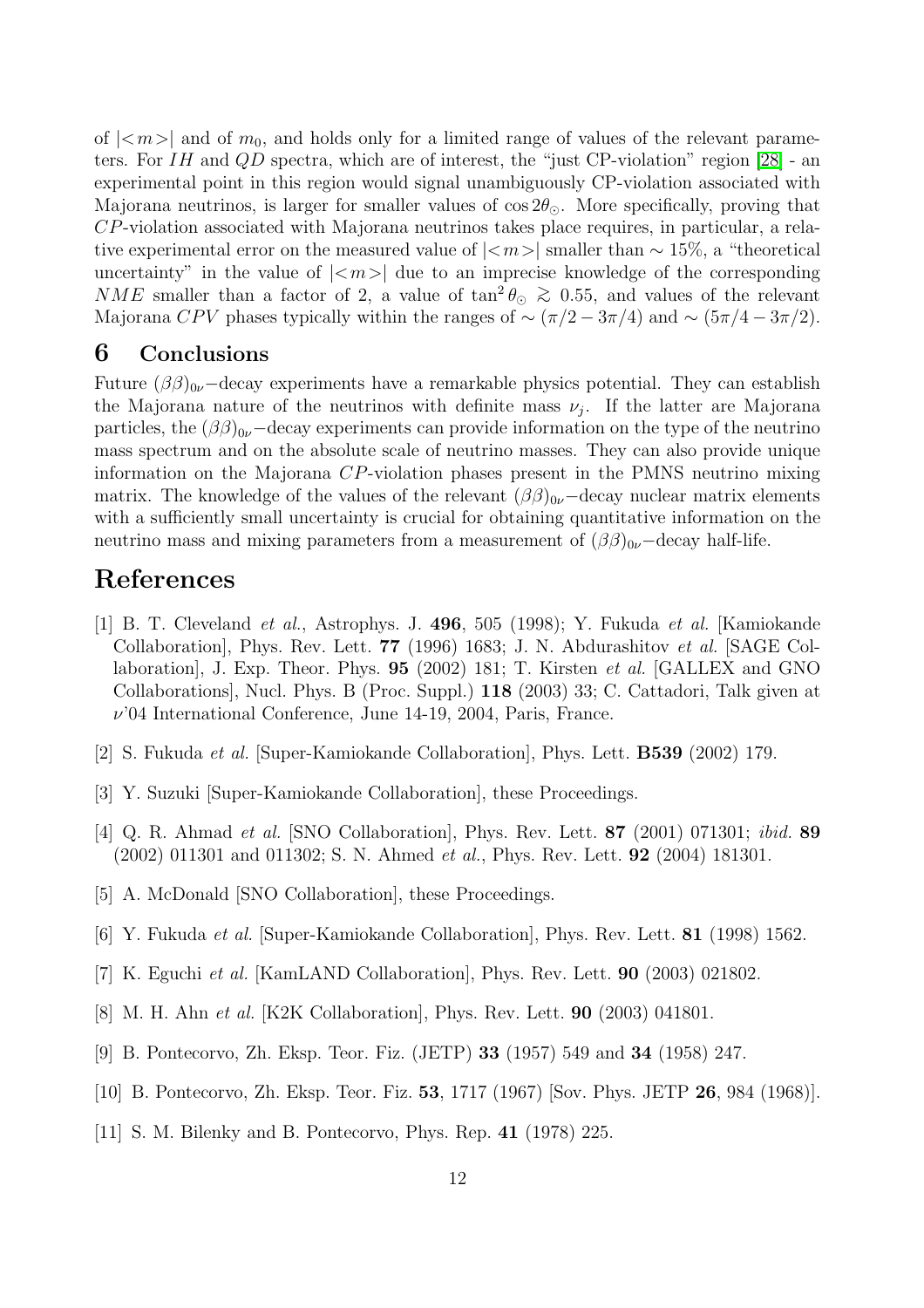of $|<m>|$ and of $m_0$, and holds only for a limited range of values of the relevant parameters. For $IH$ and $QD$ spectra, which are of interest, the "just CP-violation" region [28] - an experimental point in this region would signal unambiguously CP-violation associated with Majorana neutrinos, is larger for smaller values of $\cos 2\theta_\odot$. More specifically, proving that $CP$-violation associated with Majorana neutrinos takes place requires, in particular, a relative experimental error on the measured value of $|<m>|$ smaller than $\sim 15\%$, a "theoretical uncertainty" in the value of $|<m>|$ due to an imprecise knowledge of the corresponding $NME$ smaller than a factor of 2, a value of $\tan^2\theta_\odot \gtrsim 0.55$, and values of the relevant Majorana $CPV$ phases typically within the ranges of $\sim (\pi/2 - 3\pi/4)$ and $\sim (5\pi/4 - 3\pi/2)$.

## 6 Conclusions

Future $(\beta\beta)_{0\nu}-$decay experiments have a remarkable physics potential. They can establish the Majorana nature of the neutrinos with definite mass $\nu_j$. If the latter are Majorana particles, the $(\beta\beta)_{0\nu}-$decay experiments can provide information on the type of the neutrino mass spectrum and on the absolute scale of neutrino masses. They can also provide unique information on the Majorana $CP$-violation phases present in the PMNS neutrino mixing matrix. The knowledge of the values of the relevant $(\beta\beta)_{0\nu}-$decay nuclear matrix elements with a sufficiently small uncertainty is crucial for obtaining quantitative information on the neutrino mass and mixing parameters from a measurement of $(\beta\beta)_{0\nu}-$decay half-life.

# References

[1] B. T. Cleveland *et al.*, Astrophys. J. **496**, 505 (1998); Y. Fukuda *et al.* [Kamiokande Collaboration], Phys. Rev. Lett. **77** (1996) 1683; J. N. Abdurashitov *et al.* [SAGE Collaboration], J. Exp. Theor. Phys. **95** (2002) 181; T. Kirsten *et al.* [GALLEX and GNO Collaborations], Nucl. Phys. B (Proc. Suppl.) **118** (2003) 33; C. Cattadori, Talk given at $\nu$'04 International Conference, June 14-19, 2004, Paris, France.

[2] S. Fukuda *et al.* [Super-Kamiokande Collaboration], Phys. Lett. **B539** (2002) 179.

[3] Y. Suzuki [Super-Kamiokande Collaboration], these Proceedings.

[4] Q. R. Ahmad *et al.* [SNO Collaboration], Phys. Rev. Lett. **87** (2001) 071301; *ibid.* **89** (2002) 011301 and 011302; S. N. Ahmed *et al.*, Phys. Rev. Lett. **92** (2004) 181301.

[5] A. McDonald [SNO Collaboration], these Proceedings.

[6] Y. Fukuda *et al.* [Super-Kamiokande Collaboration], Phys. Rev. Lett. **81** (1998) 1562.

[7] K. Eguchi *et al.* [KamLAND Collaboration], Phys. Rev. Lett. **90** (2003) 021802.

[8] M. H. Ahn *et al.* [K2K Collaboration], Phys. Rev. Lett. **90** (2003) 041801.

[9] B. Pontecorvo, Zh. Eksp. Teor. Fiz. (JETP) **33** (1957) 549 and **34** (1958) 247.

[10] B. Pontecorvo, Zh. Eksp. Teor. Fiz. **53**, 1717 (1967) [Sov. Phys. JETP **26**, 984 (1968)].

[11] S. M. Bilenky and B. Pontecorvo, Phys. Rep. **41** (1978) 225.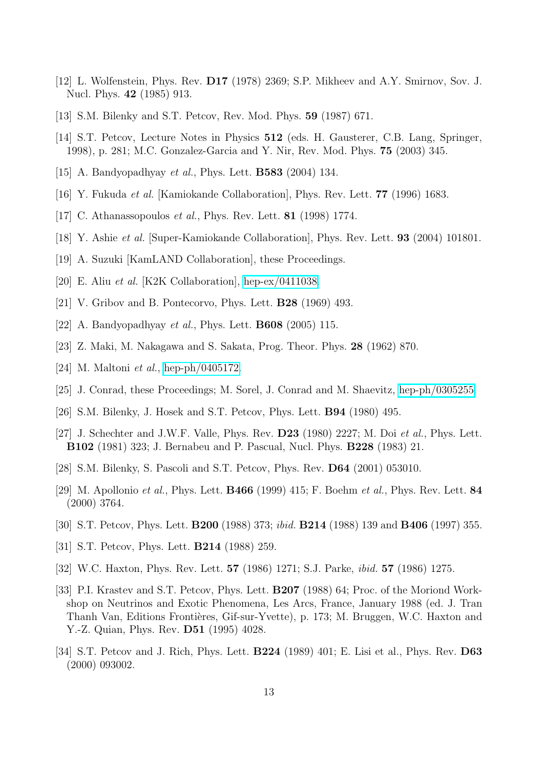[12] L. Wolfenstein, Phys. Rev. **D17** (1978) 2369; S.P. Mikheev and A.Y. Smirnov, Sov. J. Nucl. Phys. **42** (1985) 913.

[13] S.M. Bilenky and S.T. Petcov, Rev. Mod. Phys. **59** (1987) 671.

[14] S.T. Petcov, Lecture Notes in Physics **512** (eds. H. Gausterer, C.B. Lang, Springer, 1998), p. 281; M.C. Gonzalez-Garcia and Y. Nir, Rev. Mod. Phys. **75** (2003) 345.

[15] A. Bandyopadhyay *et al.*, Phys. Lett. **B583** (2004) 134.

[16] Y. Fukuda *et al.* [Kamiokande Collaboration], Phys. Rev. Lett. **77** (1996) 1683.

[17] C. Athanassopoulos *et al.*, Phys. Rev. Lett. **81** (1998) 1774.

[18] Y. Ashie *et al.* [Super-Kamiokande Collaboration], Phys. Rev. Lett. **93** (2004) 101801.

[19] A. Suzuki [KamLAND Collaboration], these Proceedings.

[20] E. Aliu *et al.* [K2K Collaboration], hep-ex/0411038.

[21] V. Gribov and B. Pontecorvo, Phys. Lett. **B28** (1969) 493.

[22] A. Bandyopadhyay *et al.*, Phys. Lett. **B608** (2005) 115.

[23] Z. Maki, M. Nakagawa and S. Sakata, Prog. Theor. Phys. **28** (1962) 870.

[24] M. Maltoni *et al.*, hep-ph/0405172.

[25] J. Conrad, these Proceedings; M. Sorel, J. Conrad and M. Shaevitz, hep-ph/0305255.

[26] S.M. Bilenky, J. Hosek and S.T. Petcov, Phys. Lett. **B94** (1980) 495.

[27] J. Schechter and J.W.F. Valle, Phys. Rev. **D23** (1980) 2227; M. Doi *et al.*, Phys. Lett. **B102** (1981) 323; J. Bernabeu and P. Pascual, Nucl. Phys. **B228** (1983) 21.

[28] S.M. Bilenky, S. Pascoli and S.T. Petcov, Phys. Rev. **D64** (2001) 053010.

[29] M. Apollonio *et al.*, Phys. Lett. **B466** (1999) 415; F. Boehm *et al.*, Phys. Rev. Lett. **84** (2000) 3764.

[30] S.T. Petcov, Phys. Lett. **B200** (1988) 373; *ibid.* **B214** (1988) 139 and **B406** (1997) 355.

[31] S.T. Petcov, Phys. Lett. **B214** (1988) 259.

[32] W.C. Haxton, Phys. Rev. Lett. **57** (1986) 1271; S.J. Parke, *ibid.* **57** (1986) 1275.

[33] P.I. Krastev and S.T. Petcov, Phys. Lett. **B207** (1988) 64; Proc. of the Moriond Workshop on Neutrinos and Exotic Phenomena, Les Arcs, France, January 1988 (ed. J. Tran Thanh Van, Editions Frontières, Gif-sur-Yvette), p. 173; M. Bruggen, W.C. Haxton and Y.-Z. Quian, Phys. Rev. **D51** (1995) 4028.

[34] S.T. Petcov and J. Rich, Phys. Lett. **B224** (1989) 401; E. Lisi et al., Phys. Rev. **D63** (2000) 093002.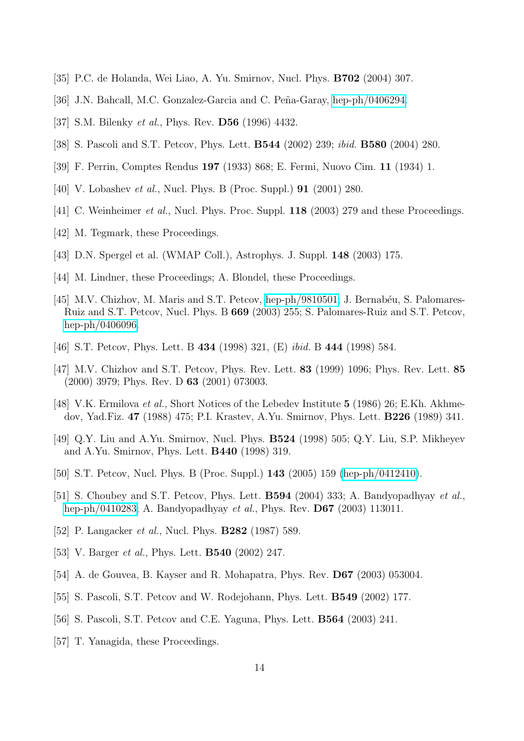[35] P.C. de Holanda, Wei Liao, A. Yu. Smirnov, Nucl. Phys. **B702** (2004) 307.

[36] J.N. Bahcall, M.C. Gonzalez-Garcia and C. Peña-Garay, hep-ph/0406294.

[37] S.M. Bilenky *et al.*, Phys. Rev. **D56** (1996) 4432.

[38] S. Pascoli and S.T. Petcov, Phys. Lett. **B544** (2002) 239; *ibid.* **B580** (2004) 280.

[39] F. Perrin, Comptes Rendus **197** (1933) 868; E. Fermi, Nuovo Cim. **11** (1934) 1.

[40] V. Lobashev *et al.*, Nucl. Phys. B (Proc. Suppl.) **91** (2001) 280.

[41] C. Weinheimer *et al.*, Nucl. Phys. Proc. Suppl. **118** (2003) 279 and these Proceedings.

[42] M. Tegmark, these Proceedings.

[43] D.N. Spergel et al. (WMAP Coll.), Astrophys. J. Suppl. **148** (2003) 175.

[44] M. Lindner, these Proceedings; A. Blondel, these Proceedings.

[45] M.V. Chizhov, M. Maris and S.T. Petcov, hep-ph/9810501; J. Bernabéu, S. Palomares-Ruiz and S.T. Petcov, Nucl. Phys. B **669** (2003) 255; S. Palomares-Ruiz and S.T. Petcov, hep-ph/0406096.

[46] S.T. Petcov, Phys. Lett. B **434** (1998) 321, (E) *ibid.* B **444** (1998) 584.

[47] M.V. Chizhov and S.T. Petcov, Phys. Rev. Lett. **83** (1999) 1096; Phys. Rev. Lett. **85** (2000) 3979; Phys. Rev. D **63** (2001) 073003.

[48] V.K. Ermilova *et al.*, Short Notices of the Lebedev Institute **5** (1986) 26; E.Kh. Akhmedov, Yad.Fiz. **47** (1988) 475; P.I. Krastev, A.Yu. Smirnov, Phys. Lett. **B226** (1989) 341.

[49] Q.Y. Liu and A.Yu. Smirnov, Nucl. Phys. **B524** (1998) 505; Q.Y. Liu, S.P. Mikheyev and A.Yu. Smirnov, Phys. Lett. **B440** (1998) 319.

[50] S.T. Petcov, Nucl. Phys. B (Proc. Suppl.) **143** (2005) 159 (hep-ph/0412410).

[51] S. Choubey and S.T. Petcov, Phys. Lett. **B594** (2004) 333; A. Bandyopadhyay *et al.*, hep-ph/0410283; A. Bandyopadhyay *et al.*, Phys. Rev. **D67** (2003) 113011.

[52] P. Langacker *et al.*, Nucl. Phys. **B282** (1987) 589.

[53] V. Barger *et al.*, Phys. Lett. **B540** (2002) 247.

[54] A. de Gouvea, B. Kayser and R. Mohapatra, Phys. Rev. **D67** (2003) 053004.

[55] S. Pascoli, S.T. Petcov and W. Rodejohann, Phys. Lett. **B549** (2002) 177.

[56] S. Pascoli, S.T. Petcov and C.E. Yaguna, Phys. Lett. **B564** (2003) 241.

[57] T. Yanagida, these Proceedings.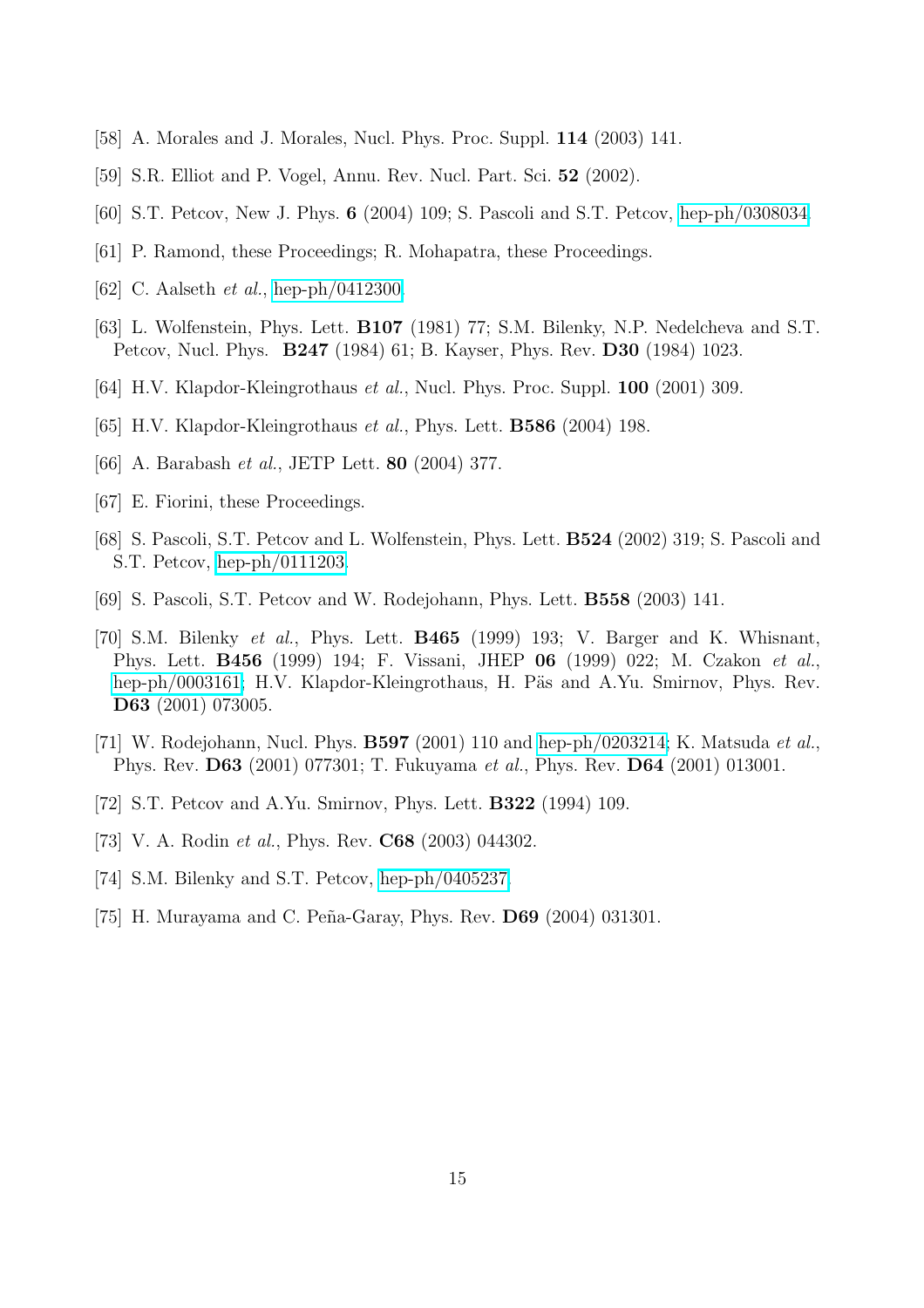[58] A. Morales and J. Morales, Nucl. Phys. Proc. Suppl. **114** (2003) 141.

[59] S.R. Elliot and P. Vogel, Annu. Rev. Nucl. Part. Sci. **52** (2002).

[60] S.T. Petcov, New J. Phys. **6** (2004) 109; S. Pascoli and S.T. Petcov, hep-ph/0308034.

[61] P. Ramond, these Proceedings; R. Mohapatra, these Proceedings.

[62] C. Aalseth *et al.*, hep-ph/0412300.

[63] L. Wolfenstein, Phys. Lett. **B107** (1981) 77; S.M. Bilenky, N.P. Nedelcheva and S.T. Petcov, Nucl. Phys. **B247** (1984) 61; B. Kayser, Phys. Rev. **D30** (1984) 1023.

[64] H.V. Klapdor-Kleingrothaus *et al.*, Nucl. Phys. Proc. Suppl. **100** (2001) 309.

[65] H.V. Klapdor-Kleingrothaus *et al.*, Phys. Lett. **B586** (2004) 198.

[66] A. Barabash *et al.*, JETP Lett. **80** (2004) 377.

[67] E. Fiorini, these Proceedings.

[68] S. Pascoli, S.T. Petcov and L. Wolfenstein, Phys. Lett. **B524** (2002) 319; S. Pascoli and S.T. Petcov, hep-ph/0111203.

[69] S. Pascoli, S.T. Petcov and W. Rodejohann, Phys. Lett. **B558** (2003) 141.

[70] S.M. Bilenky *et al.*, Phys. Lett. **B465** (1999) 193; V. Barger and K. Whisnant, Phys. Lett. **B456** (1999) 194; F. Vissani, JHEP **06** (1999) 022; M. Czakon *et al.*, hep-ph/0003161; H.V. Klapdor-Kleingrothaus, H. Päs and A.Yu. Smirnov, Phys. Rev. **D63** (2001) 073005.

[71] W. Rodejohann, Nucl. Phys. **B597** (2001) 110 and hep-ph/0203214; K. Matsuda *et al.*, Phys. Rev. **D63** (2001) 077301; T. Fukuyama *et al.*, Phys. Rev. **D64** (2001) 013001.

[72] S.T. Petcov and A.Yu. Smirnov, Phys. Lett. **B322** (1994) 109.

[73] V. A. Rodin *et al.*, Phys. Rev. **C68** (2003) 044302.

[74] S.M. Bilenky and S.T. Petcov, hep-ph/0405237.

[75] H. Murayama and C. Peña-Garay, Phys. Rev. **D69** (2004) 031301.